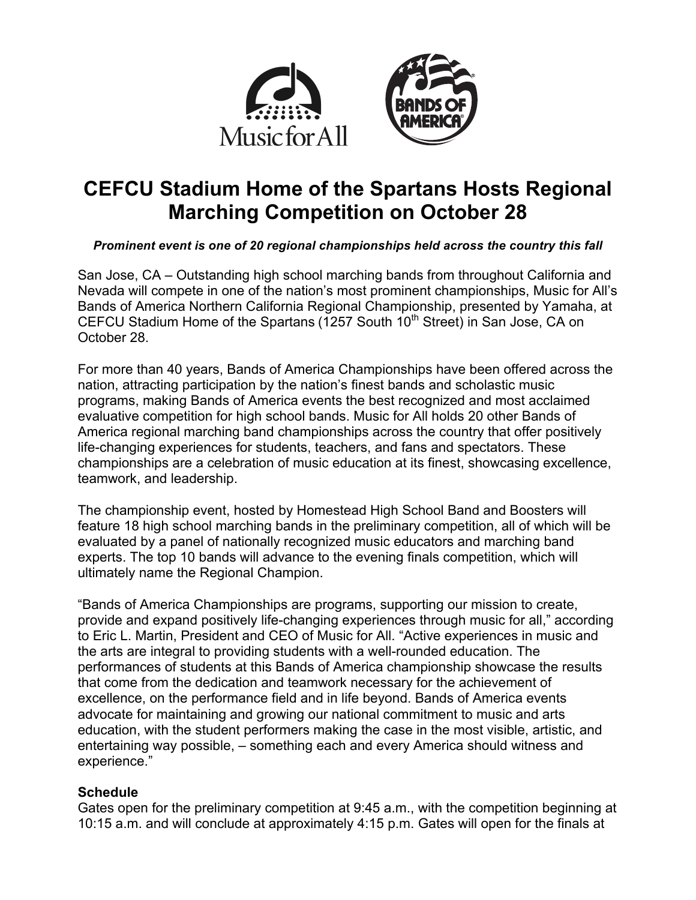# CEFCU Stadium Home of the Spartans Hosts Regional Marching Competition on October 28

***Prominent event is one of 20 regional championships held across the country this fall***

San Jose, CA – Outstanding high school marching bands from throughout California and Nevada will compete in one of the nation's most prominent championships, Music for All's Bands of America Northern California Regional Championship, presented by Yamaha, at CEFCU Stadium Home of the Spartans (1257 South 10th Street) in San Jose, CA on October 28.

For more than 40 years, Bands of America Championships have been offered across the nation, attracting participation by the nation's finest bands and scholastic music programs, making Bands of America events the best recognized and most acclaimed evaluative competition for high school bands. Music for All holds 20 other Bands of America regional marching band championships across the country that offer positively life-changing experiences for students, teachers, and fans and spectators. These championships are a celebration of music education at its finest, showcasing excellence, teamwork, and leadership.

The championship event, hosted by Homestead High School Band and Boosters will feature 18 high school marching bands in the preliminary competition, all of which will be evaluated by a panel of nationally recognized music educators and marching band experts. The top 10 bands will advance to the evening finals competition, which will ultimately name the Regional Champion.

"Bands of America Championships are programs, supporting our mission to create, provide and expand positively life-changing experiences through music for all," according to Eric L. Martin, President and CEO of Music for All. "Active experiences in music and the arts are integral to providing students with a well-rounded education. The performances of students at this Bands of America championship showcase the results that come from the dedication and teamwork necessary for the achievement of excellence, on the performance field and in life beyond. Bands of America events advocate for maintaining and growing our national commitment to music and arts education, with the student performers making the case in the most visible, artistic, and entertaining way possible, – something each and every America should witness and experience."

**Schedule**

Gates open for the preliminary competition at 9:45 a.m., with the competition beginning at 10:15 a.m. and will conclude at approximately 4:15 p.m. Gates will open for the finals at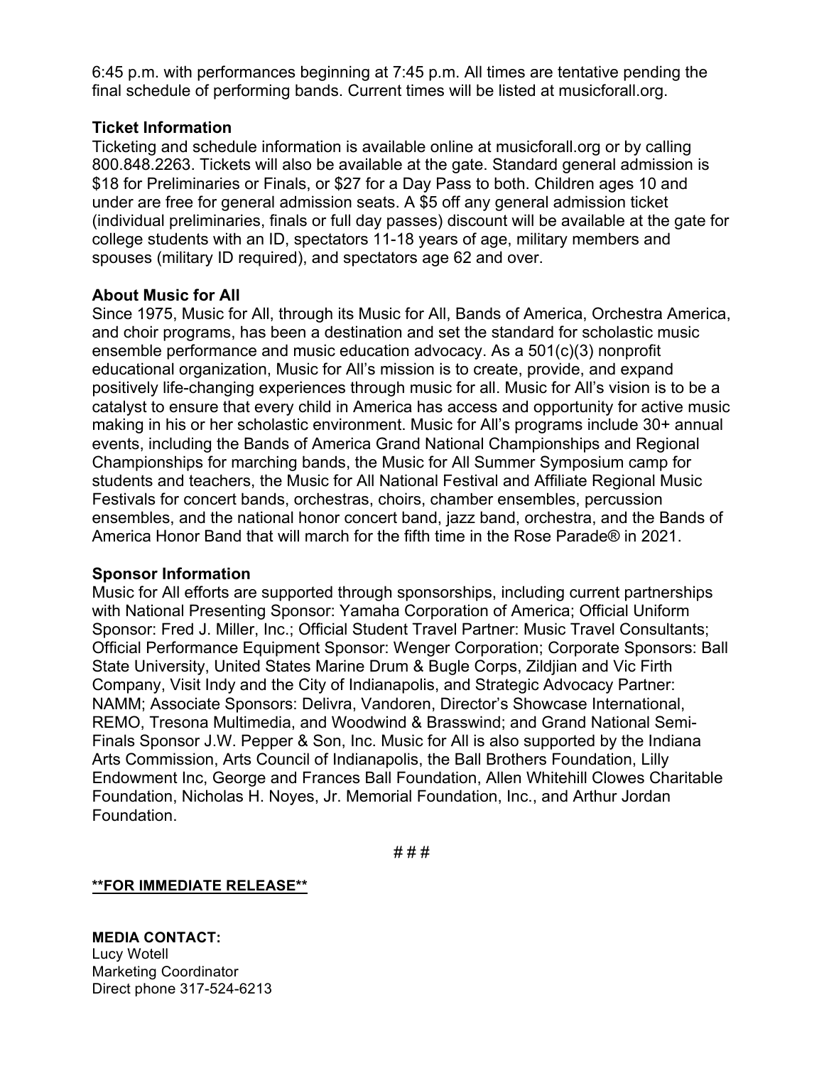6:45 p.m. with performances beginning at 7:45 p.m. All times are tentative pending the final schedule of performing bands. Current times will be listed at musicforall.org.

**Ticket Information**

Ticketing and schedule information is available online at musicforall.org or by calling 800.848.2263. Tickets will also be available at the gate. Standard general admission is $18 for Preliminaries or Finals, or $27 for a Day Pass to both. Children ages 10 and under are free for general admission seats. A $5 off any general admission ticket (individual preliminaries, finals or full day passes) discount will be available at the gate for college students with an ID, spectators 11-18 years of age, military members and spouses (military ID required), and spectators age 62 and over.

**About Music for All**

Since 1975, Music for All, through its Music for All, Bands of America, Orchestra America, and choir programs, has been a destination and set the standard for scholastic music ensemble performance and music education advocacy. As a 501(c)(3) nonprofit educational organization, Music for All's mission is to create, provide, and expand positively life-changing experiences through music for all. Music for All's vision is to be a catalyst to ensure that every child in America has access and opportunity for active music making in his or her scholastic environment. Music for All's programs include 30+ annual events, including the Bands of America Grand National Championships and Regional Championships for marching bands, the Music for All Summer Symposium camp for students and teachers, the Music for All National Festival and Affiliate Regional Music Festivals for concert bands, orchestras, choirs, chamber ensembles, percussion ensembles, and the national honor concert band, jazz band, orchestra, and the Bands of America Honor Band that will march for the fifth time in the Rose Parade® in 2021.

**Sponsor Information**

Music for All efforts are supported through sponsorships, including current partnerships with National Presenting Sponsor: Yamaha Corporation of America; Official Uniform Sponsor: Fred J. Miller, Inc.; Official Student Travel Partner: Music Travel Consultants; Official Performance Equipment Sponsor: Wenger Corporation; Corporate Sponsors: Ball State University, United States Marine Drum & Bugle Corps, Zildjian and Vic Firth Company, Visit Indy and the City of Indianapolis, and Strategic Advocacy Partner: NAMM; Associate Sponsors: Delivra, Vandoren, Director's Showcase International, REMO, Tresona Multimedia, and Woodwind & Brasswind; and Grand National Semi-Finals Sponsor J.W. Pepper & Son, Inc. Music for All is also supported by the Indiana Arts Commission, Arts Council of Indianapolis, the Ball Brothers Foundation, Lilly Endowment Inc, George and Frances Ball Foundation, Allen Whitehill Clowes Charitable Foundation, Nicholas H. Noyes, Jr. Memorial Foundation, Inc., and Arthur Jordan Foundation.

# # #

**<u>**FOR IMMEDIATE RELEASE**</u>**

**MEDIA CONTACT:**
Lucy Wotell
Marketing Coordinator
Direct phone 317-524-6213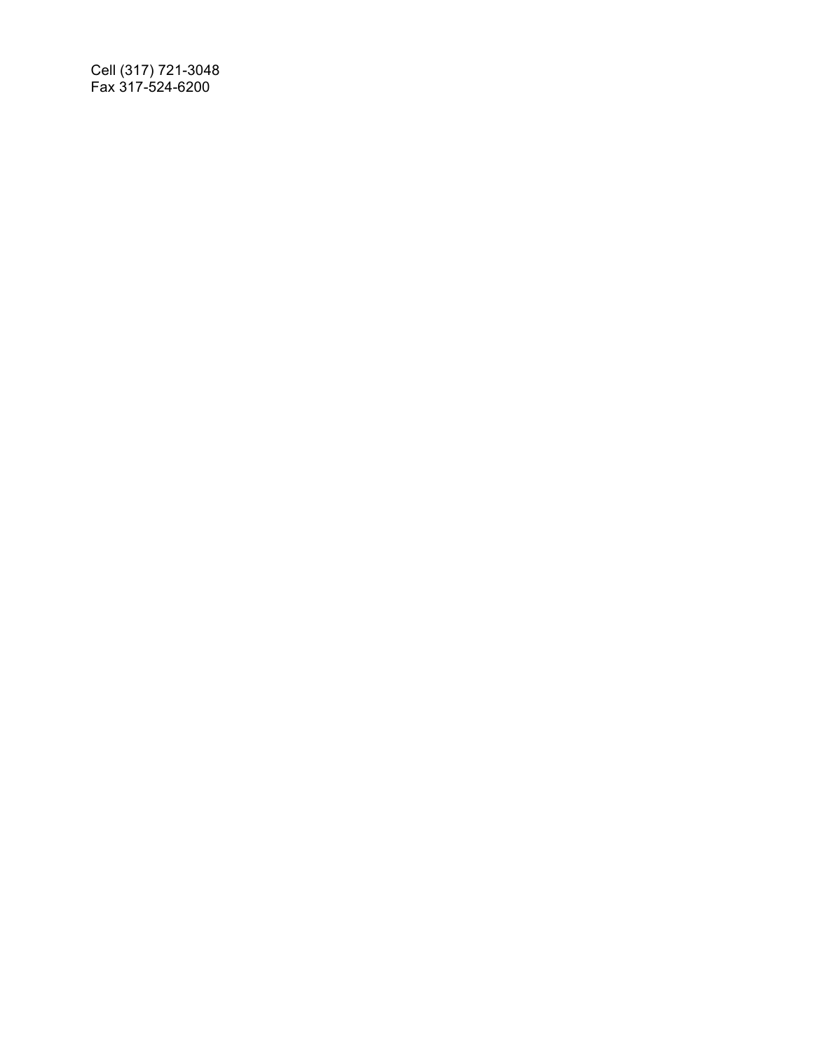Cell (317) 721-3048
Fax 317-524-6200